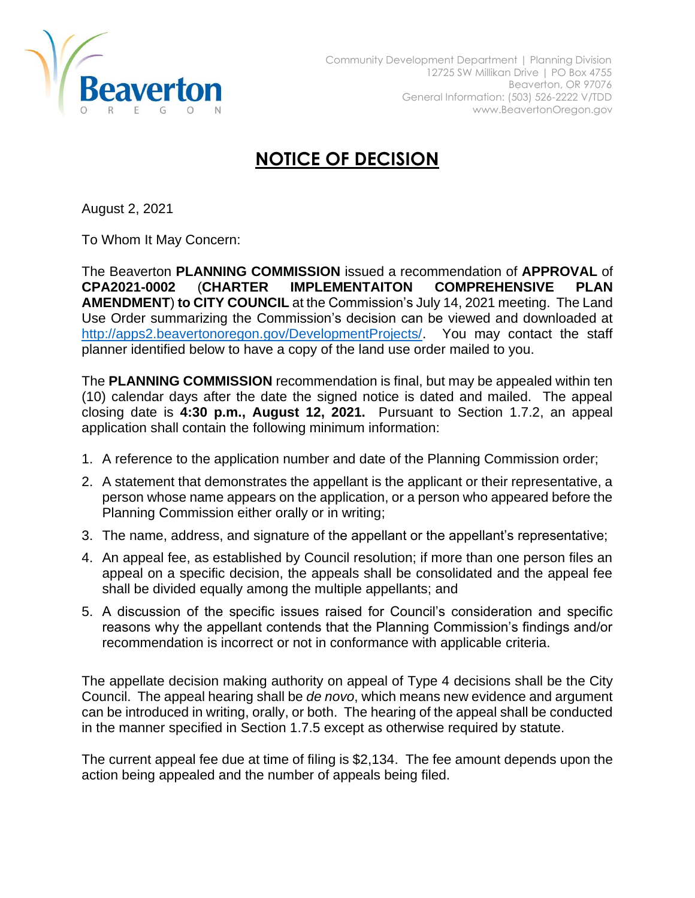Community Development Department | Planning Division
12725 SW Millikan Drive | PO Box 4755
Beaverton, OR 97076
General Information: (503) 526-2222 V/TDD
www.BeavertonOregon.gov

# NOTICE OF DECISION

August 2, 2021

To Whom It May Concern:

The Beaverton **PLANNING COMMISSION** issued a recommendation of **APPROVAL** of **CPA2021-0002** (**CHARTER IMPLEMENTAITON COMPREHENSIVE PLAN AMENDMENT**) **to CITY COUNCIL** at the Commission's July 14, 2021 meeting. The Land Use Order summarizing the Commission's decision can be viewed and downloaded at http://apps2.beavertonoregon.gov/DevelopmentProjects/. You may contact the staff planner identified below to have a copy of the land use order mailed to you.

The **PLANNING COMMISSION** recommendation is final, but may be appealed within ten (10) calendar days after the date the signed notice is dated and mailed. The appeal closing date is **4:30 p.m., August 12, 2021.** Pursuant to Section 1.7.2, an appeal application shall contain the following minimum information:

1. A reference to the application number and date of the Planning Commission order;
2. A statement that demonstrates the appellant is the applicant or their representative, a person whose name appears on the application, or a person who appeared before the Planning Commission either orally or in writing;
3. The name, address, and signature of the appellant or the appellant's representative;
4. An appeal fee, as established by Council resolution; if more than one person files an appeal on a specific decision, the appeals shall be consolidated and the appeal fee shall be divided equally among the multiple appellants; and
5. A discussion of the specific issues raised for Council's consideration and specific reasons why the appellant contends that the Planning Commission's findings and/or recommendation is incorrect or not in conformance with applicable criteria.

The appellate decision making authority on appeal of Type 4 decisions shall be the City Council. The appeal hearing shall be *de novo*, which means new evidence and argument can be introduced in writing, orally, or both. The hearing of the appeal shall be conducted in the manner specified in Section 1.7.5 except as otherwise required by statute.

The current appeal fee due at time of filing is $2,134. The fee amount depends upon the action being appealed and the number of appeals being filed.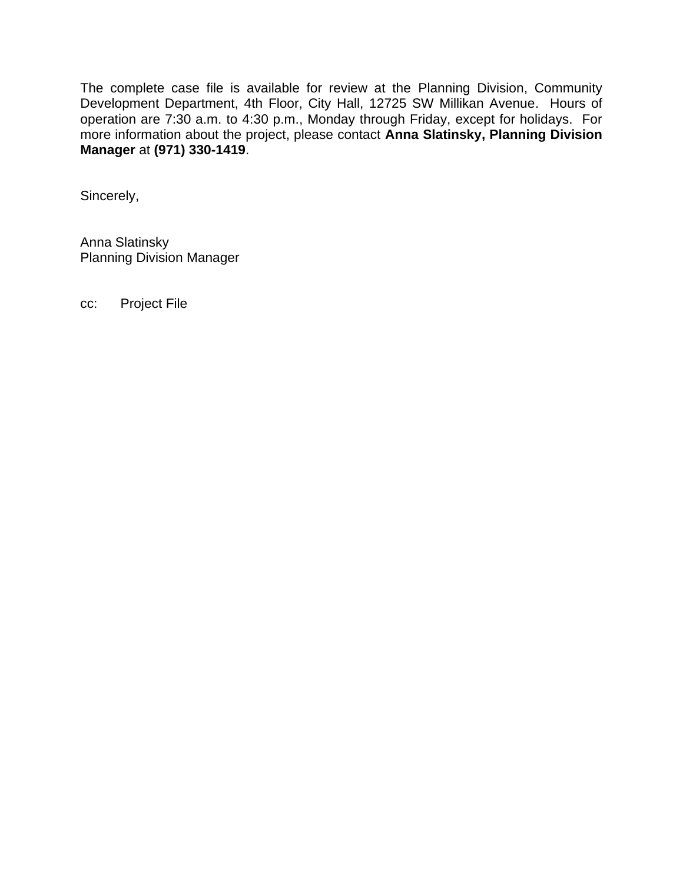The complete case file is available for review at the Planning Division, Community Development Department, 4th Floor, City Hall, 12725 SW Millikan Avenue. Hours of operation are 7:30 a.m. to 4:30 p.m., Monday through Friday, except for holidays. For more information about the project, please contact **Anna Slatinsky, Planning Division Manager** at **(971) 330-1419**.

Sincerely,

Anna Slatinsky
Planning Division Manager

cc: Project File